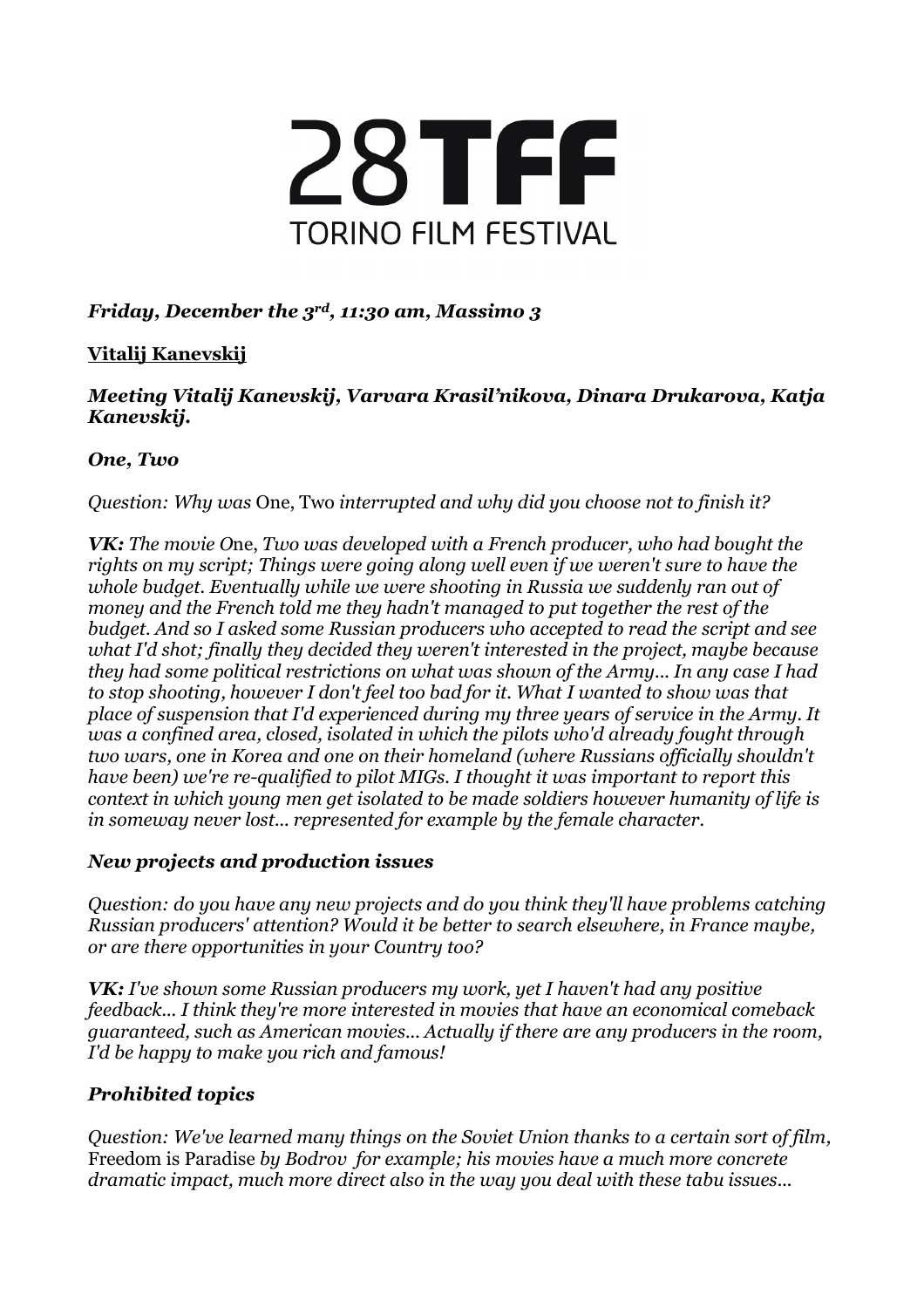# 28TFF
## TORINO FILM FESTIVAL

***Friday, December the 3rd, 11:30 am, Massimo 3***

**Vitalij Kanevskij**

***Meeting Vitalij Kanevskij, Varvara Krasil'nikova, Dinara Drukarova, Katja Kanevskij.***

***One, Two***

*Question: Why was* One, Two *interrupted and why did you choose not to finish it?*

***VK:*** *The movie O*ne*, Two was developed with a French producer, who had bought the rights on my script; Things were going along well even if we weren't sure to have the whole budget. Eventually while we were shooting in Russia we suddenly ran out of money and the French told me they hadn't managed to put together the rest of the budget. And so I asked some Russian producers who accepted to read the script and see what I'd shot; finally they decided they weren't interested in the project, maybe because they had some political restrictions on what was shown of the Army... In any case I had to stop shooting, however I don't feel too bad for it. What I wanted to show was that place of suspension that I'd experienced during my three years of service in the Army. It was a confined area, closed, isolated in which the pilots who'd already fought through two wars, one in Korea and one on their homeland (where Russians officially shouldn't have been) we're re-qualified to pilot MIGs. I thought it was important to report this context in which young men get isolated to be made soldiers however humanity of life is in someway never lost... represented for example by the female character.*

***New projects and production issues***

*Question: do you have any new projects and do you think they'll have problems catching Russian producers' attention? Would it be better to search elsewhere, in France maybe, or are there opportunities in your Country too?*

***VK:*** *I've shown some Russian producers my work, yet I haven't had any positive feedback... I think they're more interested in movies that have an economical comeback guaranteed, such as American movies... Actually if there are any producers in the room, I'd be happy to make you rich and famous!*

***Prohibited topics***

*Question: We've learned many things on the Soviet Union thanks to a certain sort of film,* Freedom is Paradise *by Bodrov for example; his movies have a much more concrete dramatic impact, much more direct also in the way you deal with these tabu issues...*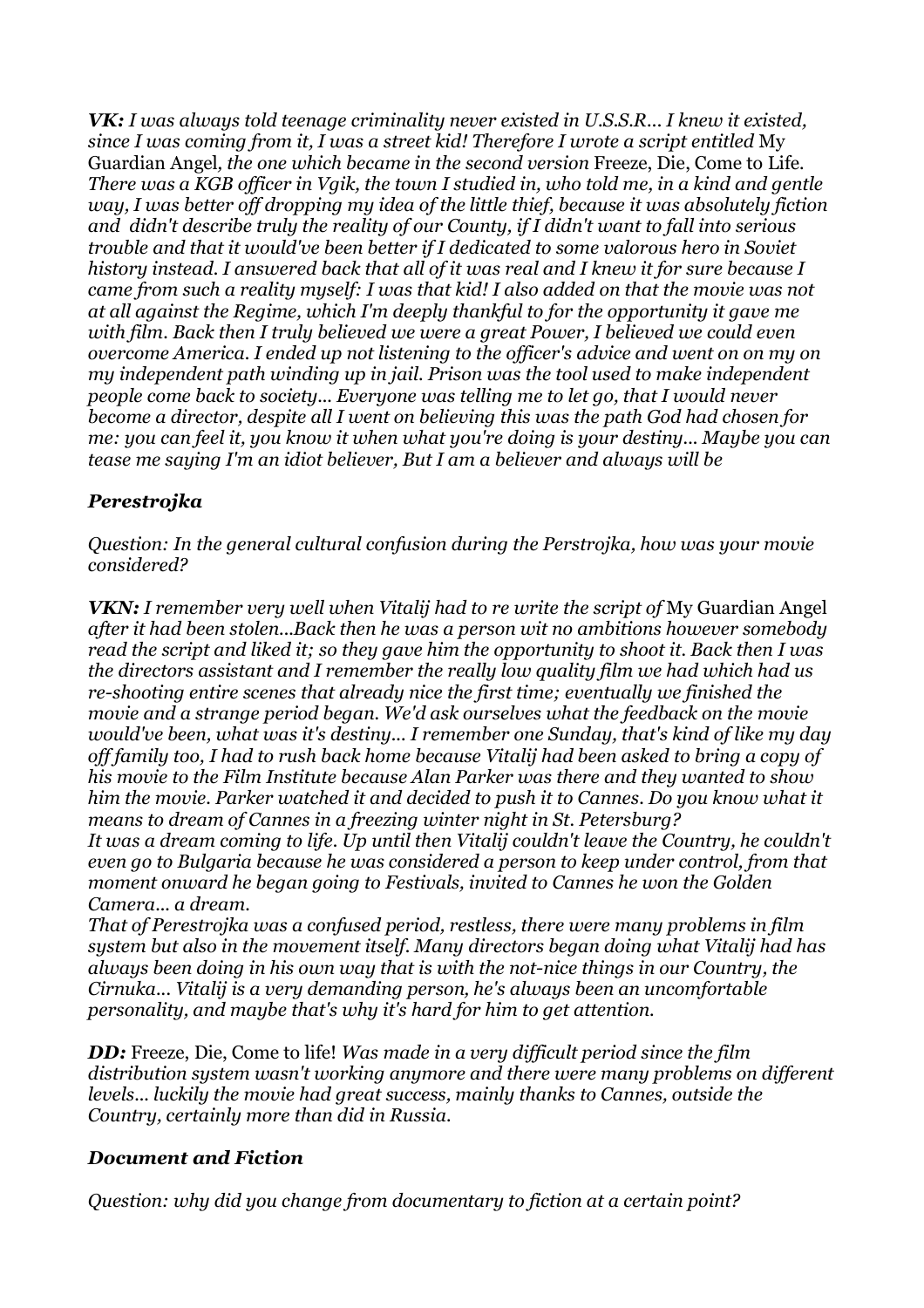***VK:*** *I was always told teenage criminality never existed in U.S.S.R... I knew it existed, since I was coming from it, I was a street kid! Therefore I wrote a script entitled* My Guardian Angel*, the one which became in the second version* Freeze, Die, Come to Life. *There was a KGB officer in Vgik, the town I studied in, who told me, in a kind and gentle way, I was better off dropping my idea of the little thief, because it was absolutely fiction and didn't describe truly the reality of our County, if I didn't want to fall into serious trouble and that it would've been better if I dedicated to some valorous hero in Soviet history instead. I answered back that all of it was real and I knew it for sure because I came from such a reality myself: I was that kid! I also added on that the movie was not at all against the Regime, which I'm deeply thankful to for the opportunity it gave me with film. Back then I truly believed we were a great Power, I believed we could even overcome America. I ended up not listening to the officer's advice and went on on my on my independent path winding up in jail. Prison was the tool used to make independent people come back to society... Everyone was telling me to let go, that I would never become a director, despite all I went on believing this was the path God had chosen for me: you can feel it, you know it when what you're doing is your destiny... Maybe you can tease me saying I'm an idiot believer, But I am a believer and always will be*

### *Perestrojka*

*Question: In the general cultural confusion during the Perstrojka, how was your movie considered?*

***VKN:*** *I remember very well when Vitalij had to re write the script of* My Guardian Angel *after it had been stolen...Back then he was a person wit no ambitions however somebody read the script and liked it; so they gave him the opportunity to shoot it. Back then I was the directors assistant and I remember the really low quality film we had which had us re-shooting entire scenes that already nice the first time; eventually we finished the movie and a strange period began. We'd ask ourselves what the feedback on the movie would've been, what was it's destiny... I remember one Sunday, that's kind of like my day off family too, I had to rush back home because Vitalij had been asked to bring a copy of his movie to the Film Institute because Alan Parker was there and they wanted to show him the movie. Parker watched it and decided to push it to Cannes. Do you know what it means to dream of Cannes in a freezing winter night in St. Petersburg?*
*It was a dream coming to life. Up until then Vitalij couldn't leave the Country, he couldn't even go to Bulgaria because he was considered a person to keep under control, from that moment onward he began going to Festivals, invited to Cannes he won the Golden Camera... a dream.*
*That of Perestrojka was a confused period, restless, there were many problems in film system but also in the movement itself. Many directors began doing what Vitalij had has always been doing in his own way that is with the not-nice things in our Country, the Cirnuka... Vitalij is a very demanding person, he's always been an uncomfortable personality, and maybe that's why it's hard for him to get attention.*

***DD:*** Freeze, Die, Come to life! *Was made in a very difficult period since the film distribution system wasn't working anymore and there were many problems on different levels... luckily the movie had great success, mainly thanks to Cannes, outside the Country, certainly more than did in Russia.*

### *Document and Fiction*

*Question: why did you change from documentary to fiction at a certain point?*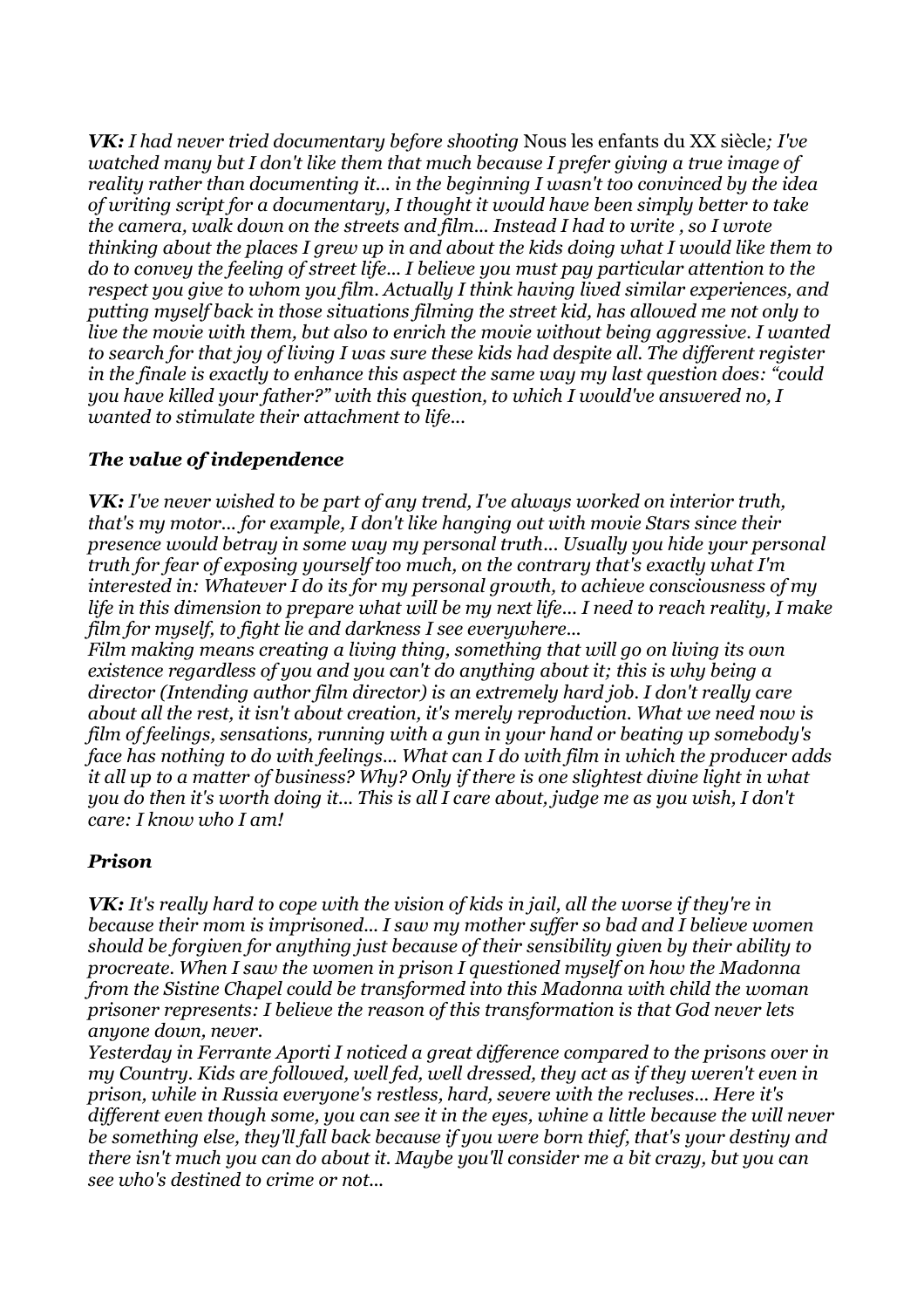***VK:*** *I had never tried documentary before shooting* Nous les enfants du XX siècle*; I've watched many but I don't like them that much because I prefer giving a true image of reality rather than documenting it... in the beginning I wasn't too convinced by the idea of writing script for a documentary, I thought it would have been simply better to take the camera, walk down on the streets and film... Instead I had to write , so I wrote thinking about the places I grew up in and about the kids doing what I would like them to do to convey the feeling of street life... I believe you must pay particular attention to the respect you give to whom you film. Actually I think having lived similar experiences, and putting myself back in those situations filming the street kid, has allowed me not only to live the movie with them, but also to enrich the movie without being aggressive. I wanted to search for that joy of living I was sure these kids had despite all. The different register in the finale is exactly to enhance this aspect the same way my last question does: "could you have killed your father?" with this question, to which I would've answered no, I wanted to stimulate their attachment to life...*

### *The value of independence*

***VK:*** *I've never wished to be part of any trend, I've always worked on interior truth, that's my motor... for example, I don't like hanging out with movie Stars since their presence would betray in some way my personal truth... Usually you hide your personal truth for fear of exposing yourself too much, on the contrary that's exactly what I'm interested in: Whatever I do its for my personal growth, to achieve consciousness of my life in this dimension to prepare what will be my next life... I need to reach reality, I make film for myself, to fight lie and darkness I see everywhere...*
*Film making means creating a living thing, something that will go on living its own existence regardless of you and you can't do anything about it; this is why being a director (Intending author film director) is an extremely hard job. I don't really care about all the rest, it isn't about creation, it's merely reproduction. What we need now is film of feelings, sensations, running with a gun in your hand or beating up somebody's face has nothing to do with feelings... What can I do with film in which the producer adds it all up to a matter of business? Why? Only if there is one slightest divine light in what you do then it's worth doing it... This is all I care about, judge me as you wish, I don't care: I know who I am!*

### *Prison*

***VK:*** *It's really hard to cope with the vision of kids in jail, all the worse if they're in because their mom is imprisoned... I saw my mother suffer so bad and I believe women should be forgiven for anything just because of their sensibility given by their ability to procreate. When I saw the women in prison I questioned myself on how the Madonna from the Sistine Chapel could be transformed into this Madonna with child the woman prisoner represents: I believe the reason of this transformation is that God never lets anyone down, never.*
*Yesterday in Ferrante Aporti I noticed a great difference compared to the prisons over in my Country. Kids are followed, well fed, well dressed, they act as if they weren't even in prison, while in Russia everyone's restless, hard, severe with the recluses... Here it's different even though some, you can see it in the eyes, whine a little because the will never be something else, they'll fall back because if you were born thief, that's your destiny and there isn't much you can do about it. Maybe you'll consider me a bit crazy, but you can see who's destined to crime or not...*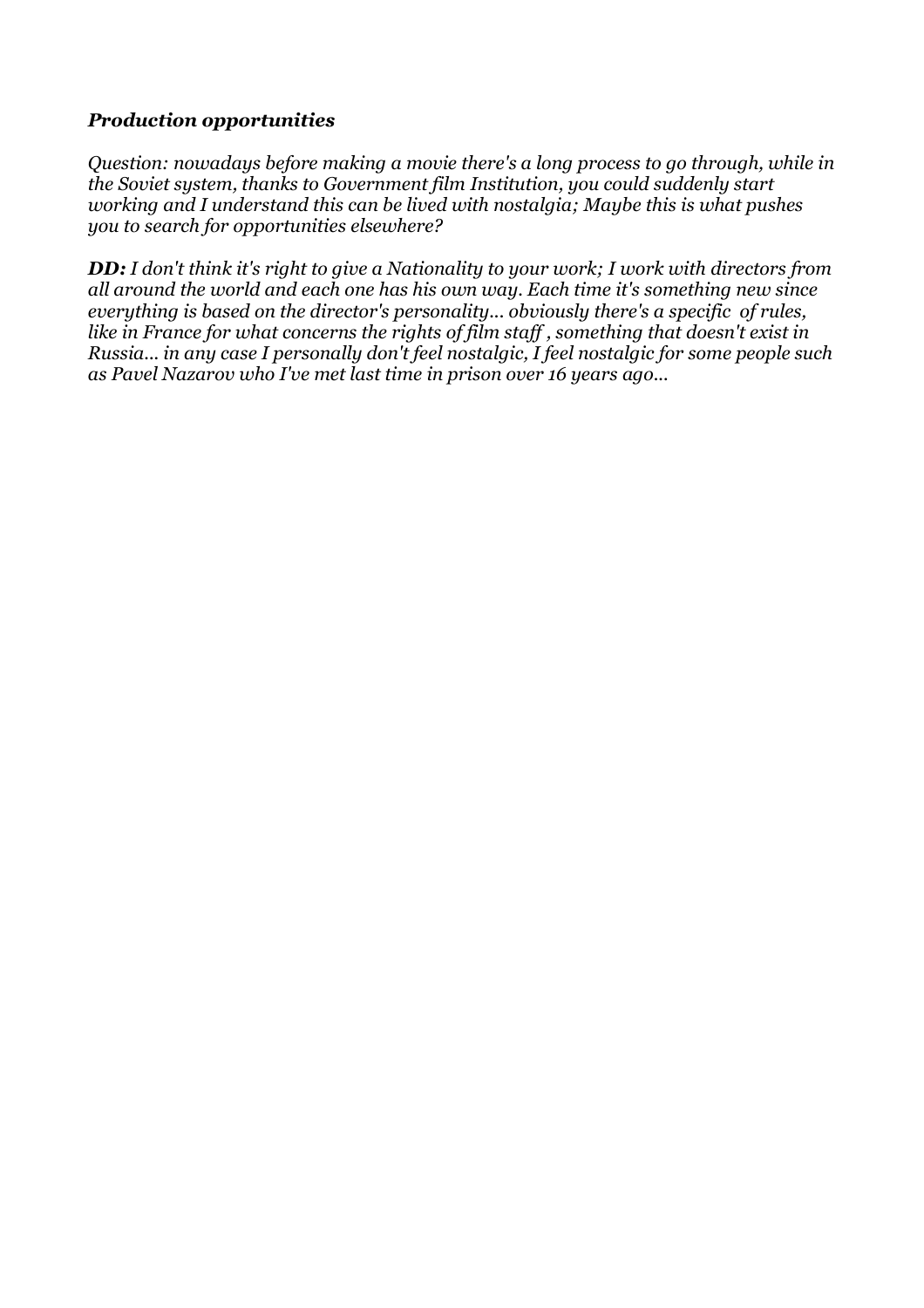### ***Production opportunities***

*Question: nowadays before making a movie there's a long process to go through, while in the Soviet system, thanks to Government film Institution, you could suddenly start working and I understand this can be lived with nostalgia; Maybe this is what pushes you to search for opportunities elsewhere?*

***DD:*** *I don't think it's right to give a Nationality to your work; I work with directors from all around the world and each one has his own way. Each time it's something new since everything is based on the director's personality... obviously there's a specific of rules, like in France for what concerns the rights of film staff , something that doesn't exist in Russia... in any case I personally don't feel nostalgic, I feel nostalgic for some people such as Pavel Nazarov who I've met last time in prison over 16 years ago...*